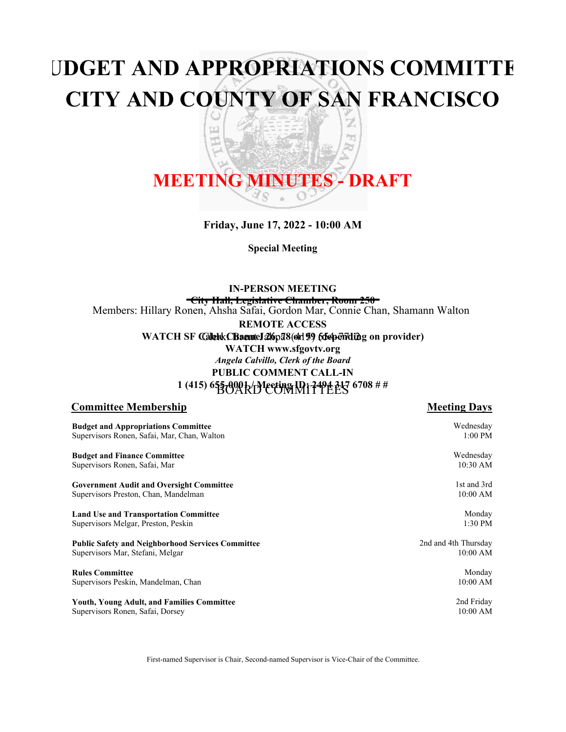# BUDGET AND APPROPRIATIONS COMMITTEE
# CITY AND COUNTY OF SAN FRANCISCO

# MEETING MINUTES - DRAFT

**Friday, June 17, 2022 - 10:00 AM**

**Special Meeting**

**IN-PERSON MEETING**

~~**City Hall, Legislative Chamber, Room 250**~~

Members: Hillary Ronen, Ahsha Safai, Gordon Mar, Connie Chan, Shamann Walton

**REMOTE ACCESS**

**WATCH SF Cable Channel 26, 78 or 99 (depending on provider)**

Clerk: Brent Jalipa (415) 554-7712

**WATCH www.sfgovtv.org**

*Angela Calvillo, Clerk of the Board*

**PUBLIC COMMENT CALL-IN**

**1 (415) 655-0001 / Meeting ID: 2494 317 6708 # #**

BOARD COMMITTEES

| **Committee Membership** | **Meeting Days** |
|---|---|
| **Budget and Appropriations Committee**<br>Supervisors Ronen, Safai, Mar, Chan, Walton | Wednesday<br>1:00 PM |
| **Budget and Finance Committee**<br>Supervisors Ronen, Safai, Mar | Wednesday<br>10:30 AM |
| **Government Audit and Oversight Committee**<br>Supervisors Preston, Chan, Mandelman | 1st and 3rd<br>10:00 AM |
| **Land Use and Transportation Committee**<br>Supervisors Melgar, Preston, Peskin | Monday<br>1:30 PM |
| **Public Safety and Neighborhood Services Committee**<br>Supervisors Mar, Stefani, Melgar | 2nd and 4th Thursday<br>10:00 AM |
| **Rules Committee**<br>Supervisors Peskin, Mandelman, Chan | Monday<br>10:00 AM |
| **Youth, Young Adult, and Families Committee**<br>Supervisors Ronen, Safai, Dorsey | 2nd Friday<br>10:00 AM |

First-named Supervisor is Chair, Second-named Supervisor is Vice-Chair of the Committee.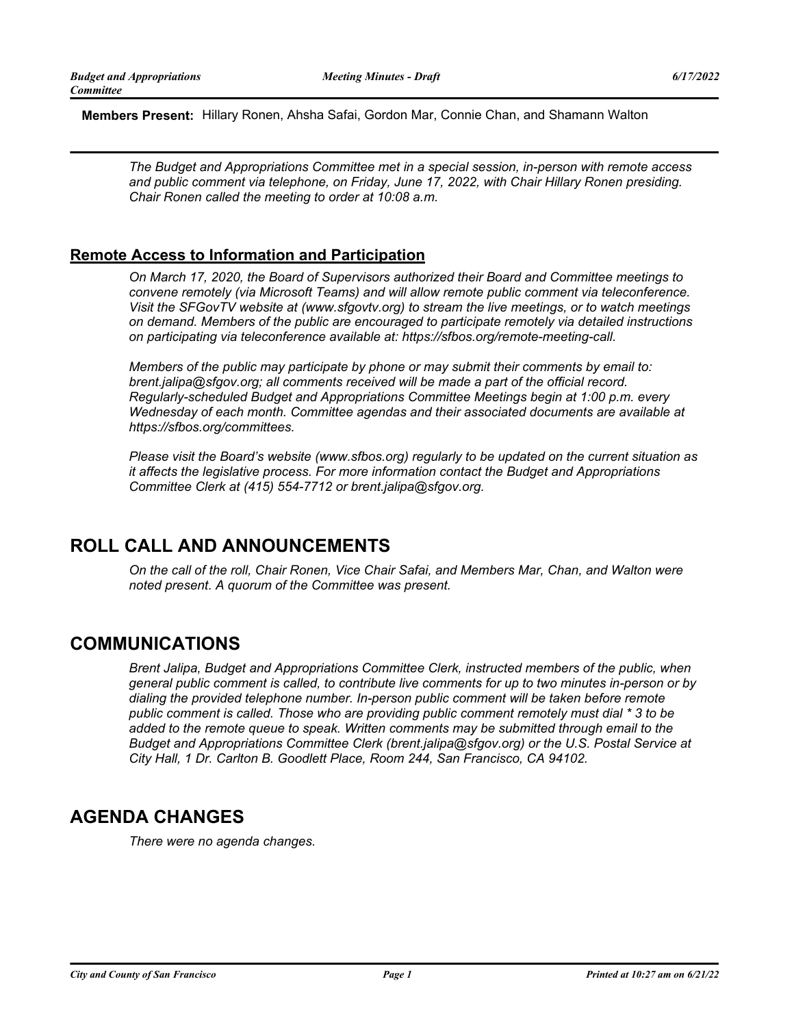**Members Present:** Hillary Ronen, Ahsha Safai, Gordon Mar, Connie Chan, and Shamann Walton

*The Budget and Appropriations Committee met in a special session, in-person with remote access and public comment via telephone, on Friday, June 17, 2022, with Chair Hillary Ronen presiding. Chair Ronen called the meeting to order at 10:08 a.m.*

## Remote Access to Information and Participation

*On March 17, 2020, the Board of Supervisors authorized their Board and Committee meetings to convene remotely (via Microsoft Teams) and will allow remote public comment via teleconference. Visit the SFGovTV website at (www.sfgovtv.org) to stream the live meetings, or to watch meetings on demand. Members of the public are encouraged to participate remotely via detailed instructions on participating via teleconference available at: https://sfbos.org/remote-meeting-call.*

*Members of the public may participate by phone or may submit their comments by email to: brent.jalipa@sfgov.org; all comments received will be made a part of the official record. Regularly-scheduled Budget and Appropriations Committee Meetings begin at 1:00 p.m. every Wednesday of each month. Committee agendas and their associated documents are available at https://sfbos.org/committees.*

*Please visit the Board's website (www.sfbos.org) regularly to be updated on the current situation as it affects the legislative process. For more information contact the Budget and Appropriations Committee Clerk at (415) 554-7712 or brent.jalipa@sfgov.org.*

# ROLL CALL AND ANNOUNCEMENTS

*On the call of the roll, Chair Ronen, Vice Chair Safai, and Members Mar, Chan, and Walton were noted present. A quorum of the Committee was present.*

# COMMUNICATIONS

*Brent Jalipa, Budget and Appropriations Committee Clerk, instructed members of the public, when general public comment is called, to contribute live comments for up to two minutes in-person or by dialing the provided telephone number. In-person public comment will be taken before remote public comment is called. Those who are providing public comment remotely must dial * 3 to be added to the remote queue to speak. Written comments may be submitted through email to the Budget and Appropriations Committee Clerk (brent.jalipa@sfgov.org) or the U.S. Postal Service at City Hall, 1 Dr. Carlton B. Goodlett Place, Room 244, San Francisco, CA 94102.*

# AGENDA CHANGES

*There were no agenda changes.*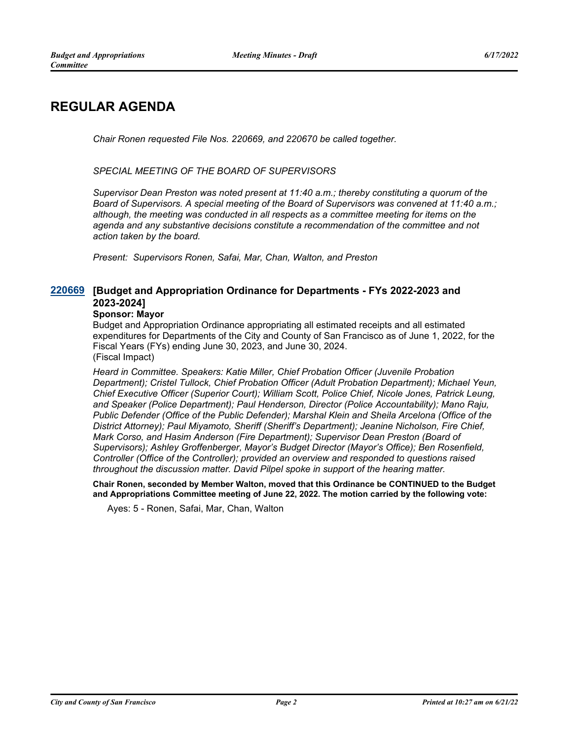# REGULAR AGENDA

*Chair Ronen requested File Nos. 220669, and 220670 be called together.*

*SPECIAL MEETING OF THE BOARD OF SUPERVISORS*

*Supervisor Dean Preston was noted present at 11:40 a.m.; thereby constituting a quorum of the Board of Supervisors. A special meeting of the Board of Supervisors was convened at 11:40 a.m.; although, the meeting was conducted in all respects as a committee meeting for items on the agenda and any substantive decisions constitute a recommendation of the committee and not action taken by the board.*

*Present: Supervisors Ronen, Safai, Mar, Chan, Walton, and Preston*

## 220669 [Budget and Appropriation Ordinance for Departments - FYs 2022-2023 and 2023-2024]

**Sponsor: Mayor**

Budget and Appropriation Ordinance appropriating all estimated receipts and all estimated expenditures for Departments of the City and County of San Francisco as of June 1, 2022, for the Fiscal Years (FYs) ending June 30, 2023, and June 30, 2024.
(Fiscal Impact)

*Heard in Committee. Speakers: Katie Miller, Chief Probation Officer (Juvenile Probation Department); Cristel Tullock, Chief Probation Officer (Adult Probation Department); Michael Yeun, Chief Executive Officer (Superior Court); William Scott, Police Chief, Nicole Jones, Patrick Leung, and Speaker (Police Department); Paul Henderson, Director (Police Accountability); Mano Raju, Public Defender (Office of the Public Defender); Marshal Klein and Sheila Arcelona (Office of the District Attorney); Paul Miyamoto, Sheriff (Sheriff's Department); Jeanine Nicholson, Fire Chief, Mark Corso, and Hasim Anderson (Fire Department); Supervisor Dean Preston (Board of Supervisors); Ashley Groffenberger, Mayor's Budget Director (Mayor's Office); Ben Rosenfield, Controller (Office of the Controller); provided an overview and responded to questions raised throughout the discussion matter. David Pilpel spoke in support of the hearing matter.*

**Chair Ronen, seconded by Member Walton, moved that this Ordinance be CONTINUED to the Budget and Appropriations Committee meeting of June 22, 2022. The motion carried by the following vote:**

Ayes: 5 - Ronen, Safai, Mar, Chan, Walton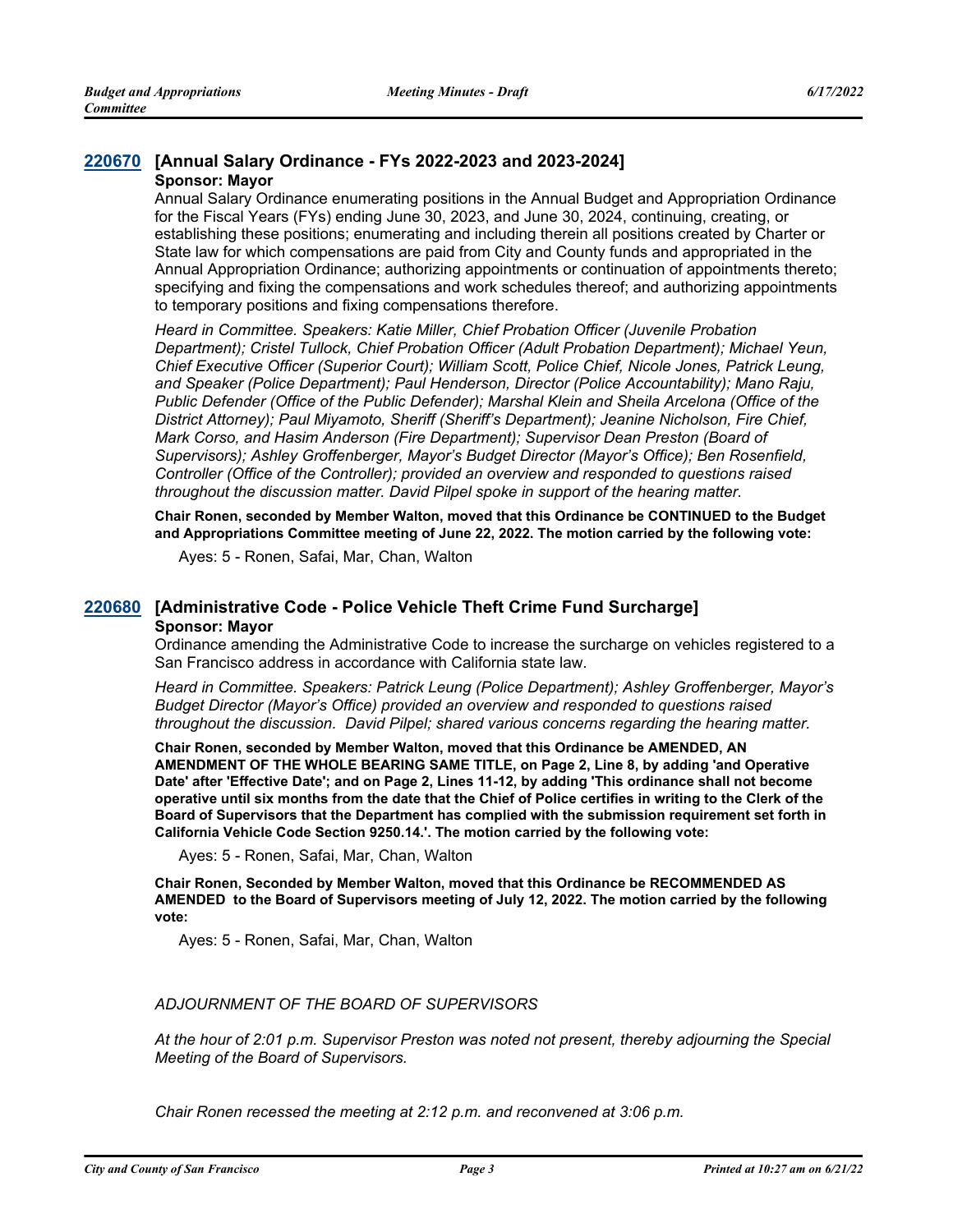## [220670](#) [Annual Salary Ordinance - FYs 2022-2023 and 2023-2024]

**Sponsor: Mayor**

Annual Salary Ordinance enumerating positions in the Annual Budget and Appropriation Ordinance for the Fiscal Years (FYs) ending June 30, 2023, and June 30, 2024, continuing, creating, or establishing these positions; enumerating and including therein all positions created by Charter or State law for which compensations are paid from City and County funds and appropriated in the Annual Appropriation Ordinance; authorizing appointments or continuation of appointments thereto; specifying and fixing the compensations and work schedules thereof; and authorizing appointments to temporary positions and fixing compensations therefore.

*Heard in Committee. Speakers: Katie Miller, Chief Probation Officer (Juvenile Probation Department); Cristel Tullock, Chief Probation Officer (Adult Probation Department); Michael Yeun, Chief Executive Officer (Superior Court); William Scott, Police Chief, Nicole Jones, Patrick Leung, and Speaker (Police Department); Paul Henderson, Director (Police Accountability); Mano Raju, Public Defender (Office of the Public Defender); Marshal Klein and Sheila Arcelona (Office of the District Attorney); Paul Miyamoto, Sheriff (Sheriff's Department); Jeanine Nicholson, Fire Chief, Mark Corso, and Hasim Anderson (Fire Department); Supervisor Dean Preston (Board of Supervisors); Ashley Groffenberger, Mayor's Budget Director (Mayor's Office); Ben Rosenfield, Controller (Office of the Controller); provided an overview and responded to questions raised throughout the discussion matter. David Pilpel spoke in support of the hearing matter.*

**Chair Ronen, seconded by Member Walton, moved that this Ordinance be CONTINUED to the Budget and Appropriations Committee meeting of June 22, 2022. The motion carried by the following vote:**

Ayes: 5 - Ronen, Safai, Mar, Chan, Walton

## [220680](#) [Administrative Code - Police Vehicle Theft Crime Fund Surcharge]

**Sponsor: Mayor**

Ordinance amending the Administrative Code to increase the surcharge on vehicles registered to a San Francisco address in accordance with California state law.

*Heard in Committee. Speakers: Patrick Leung (Police Department); Ashley Groffenberger, Mayor's Budget Director (Mayor's Office) provided an overview and responded to questions raised throughout the discussion. David Pilpel; shared various concerns regarding the hearing matter.*

**Chair Ronen, seconded by Member Walton, moved that this Ordinance be AMENDED, AN AMENDMENT OF THE WHOLE BEARING SAME TITLE, on Page 2, Line 8, by adding 'and Operative Date' after 'Effective Date'; and on Page 2, Lines 11-12, by adding 'This ordinance shall not become operative until six months from the date that the Chief of Police certifies in writing to the Clerk of the Board of Supervisors that the Department has complied with the submission requirement set forth in California Vehicle Code Section 9250.14.'. The motion carried by the following vote:**

Ayes: 5 - Ronen, Safai, Mar, Chan, Walton

**Chair Ronen, Seconded by Member Walton, moved that this Ordinance be RECOMMENDED AS AMENDED to the Board of Supervisors meeting of July 12, 2022. The motion carried by the following vote:**

Ayes: 5 - Ronen, Safai, Mar, Chan, Walton

*ADJOURNMENT OF THE BOARD OF SUPERVISORS*

*At the hour of 2:01 p.m. Supervisor Preston was noted not present, thereby adjourning the Special Meeting of the Board of Supervisors.*

*Chair Ronen recessed the meeting at 2:12 p.m. and reconvened at 3:06 p.m.*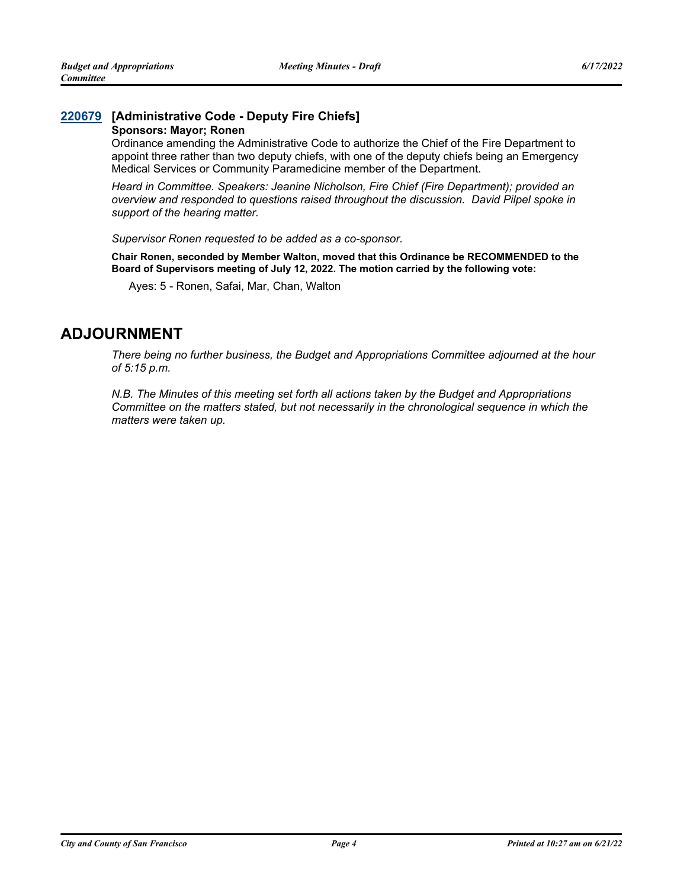**220679 [Administrative Code - Deputy Fire Chiefs]**

**Sponsors: Mayor; Ronen**

Ordinance amending the Administrative Code to authorize the Chief of the Fire Department to appoint three rather than two deputy chiefs, with one of the deputy chiefs being an Emergency Medical Services or Community Paramedicine member of the Department.

*Heard in Committee. Speakers: Jeanine Nicholson, Fire Chief (Fire Department); provided an overview and responded to questions raised throughout the discussion. David Pilpel spoke in support of the hearing matter.*

*Supervisor Ronen requested to be added as a co-sponsor.*

**Chair Ronen, seconded by Member Walton, moved that this Ordinance be RECOMMENDED to the Board of Supervisors meeting of July 12, 2022. The motion carried by the following vote:**

Ayes: 5 - Ronen, Safai, Mar, Chan, Walton

# ADJOURNMENT

*There being no further business, the Budget and Appropriations Committee adjourned at the hour of 5:15 p.m.*

*N.B. The Minutes of this meeting set forth all actions taken by the Budget and Appropriations Committee on the matters stated, but not necessarily in the chronological sequence in which the matters were taken up.*